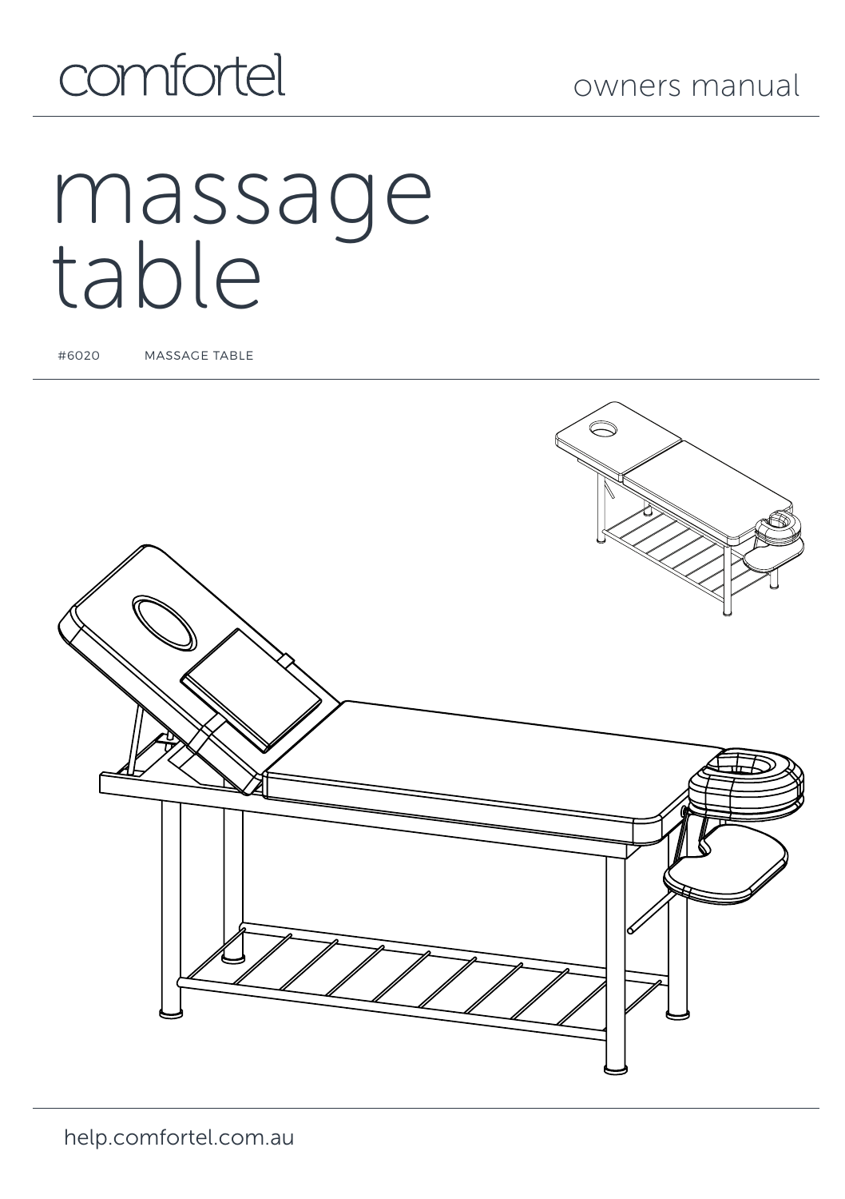comfortel

owners manual

# massage table

#6020 MASSAGE TABLE

help.comfortel.com.au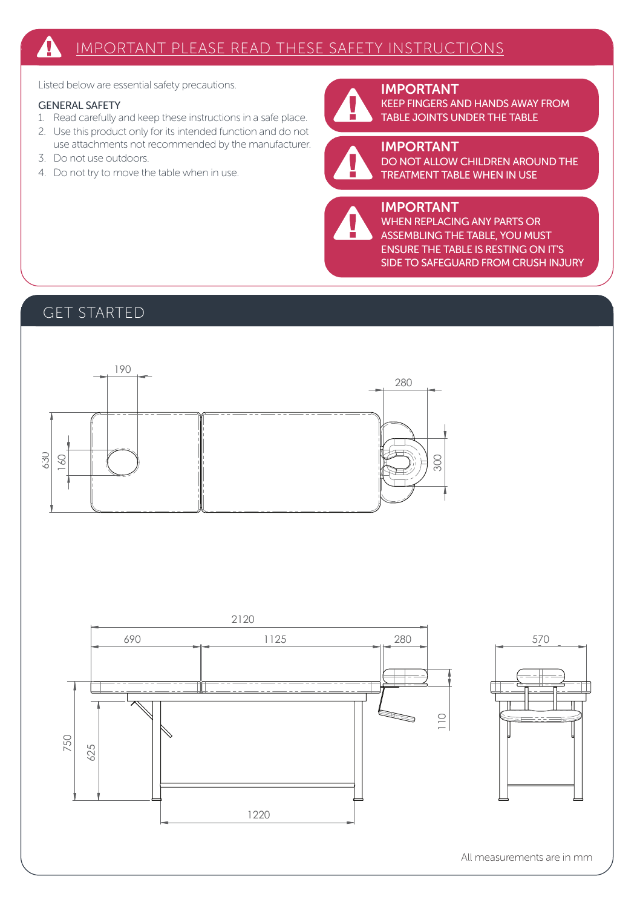## IMPORTANT PLEASE READ THESE SAFETY INSTRUCTIONS

Listed below are essential safety precautions.

### GENERAL SAFETY

1. Read carefully and keep these instructions in a safe place.
2. Use this product only for its intended function and do not use attachments not recommended by the manufacturer.
3. Do not use outdoors.
4. Do not try to move the table when in use.

**IMPORTANT**
KEEP FINGERS AND HANDS AWAY FROM TABLE JOINTS UNDER THE TABLE

**IMPORTANT**
DO NOT ALLOW CHILDREN AROUND THE TREATMENT TABLE WHEN IN USE

**IMPORTANT**
WHEN REPLACING ANY PARTS OR ASSEMBLING THE TABLE, YOU MUST ENSURE THE TABLE IS RESTING ON IT'S SIDE TO SAFEGUARD FROM CRUSH INJURY

## GET STARTED

190
280
630
160
300

2120
690
1125
280
570
110
750
625
1220

All measurements are in mm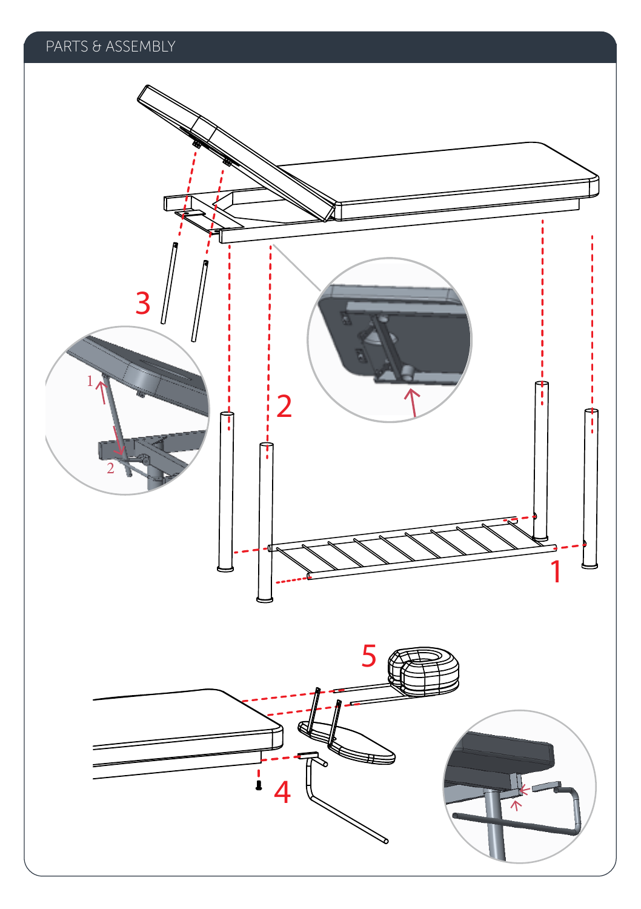## PARTS & ASSEMBLY

3

1

2

2

1

5

4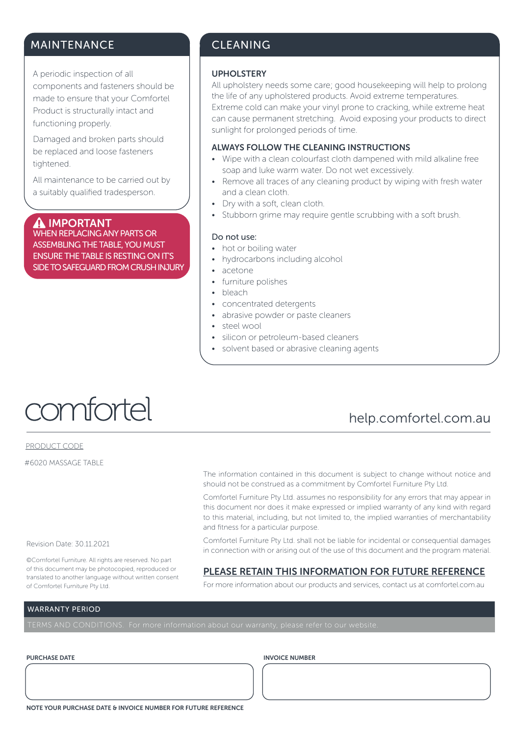## MAINTENANCE

A periodic inspection of all components and fasteners should be made to ensure that your Comfortel Product is structurally intact and functioning properly.

Damaged and broken parts should be replaced and loose fasteners tightened.

All maintenance to be carried out by a suitably qualified tradesperson.

**⚠ IMPORTANT**
WHEN REPLACING ANY PARTS OR ASSEMBLING THE TABLE, YOU MUST ENSURE THE TABLE IS RESTING ON IT'S SIDE TO SAFEGUARD FROM CRUSH INJURY

## CLEANING

### UPHOLSTERY

All upholstery needs some care; good housekeeping will help to prolong the life of any upholstered products. Avoid extreme temperatures. Extreme cold can make your vinyl prone to cracking, while extreme heat can cause permanent stretching. Avoid exposing your products to direct sunlight for prolonged periods of time.

### ALWAYS FOLLOW THE CLEANING INSTRUCTIONS

- Wipe with a clean colourfast cloth dampened with mild alkaline free soap and luke warm water. Do not wet excessively.
- Remove all traces of any cleaning product by wiping with fresh water and a clean cloth.
- Dry with a soft, clean cloth.
- Stubborn grime may require gentle scrubbing with a soft brush.

Do not use:

- hot or boiling water
- hydrocarbons including alcohol
- acetone
- furniture polishes
- bleach
- concentrated detergents
- abrasive powder or paste cleaners
- steel wool
- silicon or petroleum-based cleaners
- solvent based or abrasive cleaning agents

comfortel

help.comfortel.com.au

PRODUCT CODE

#6020 MASSAGE TABLE

Revision Date: 30.11.2021

©Comfortel Furniture. All rights are reserved. No part of this document may be photocopied, reproduced or translated to another language without written consent of Comfortel Furniture Pty Ltd.

The information contained in this document is subject to change without notice and should not be construed as a commitment by Comfortel Furniture Pty Ltd.

Comfortel Furniture Pty Ltd. assumes no responsibility for any errors that may appear in this document nor does it make expressed or implied warranty of any kind with regard to this material, including, but not limited to, the implied warranties of merchantability and fitness for a particular purpose.

Comfortel Furniture Pty Ltd. shall not be liable for incidental or consequential damages in connection with or arising out of the use of this document and the program material.

**PLEASE RETAIN THIS INFORMATION FOR FUTURE REFERENCE**

For more information about our products and services, contact us at comfortel.com.au

## WARRANTY PERIOD

TERMS AND CONDITIONS. For more information about our warranty, please refer to our website.

| PURCHASE DATE | INVOICE NUMBER |
|---|---|
| | |

NOTE YOUR PURCHASE DATE & INVOICE NUMBER FOR FUTURE REFERENCE